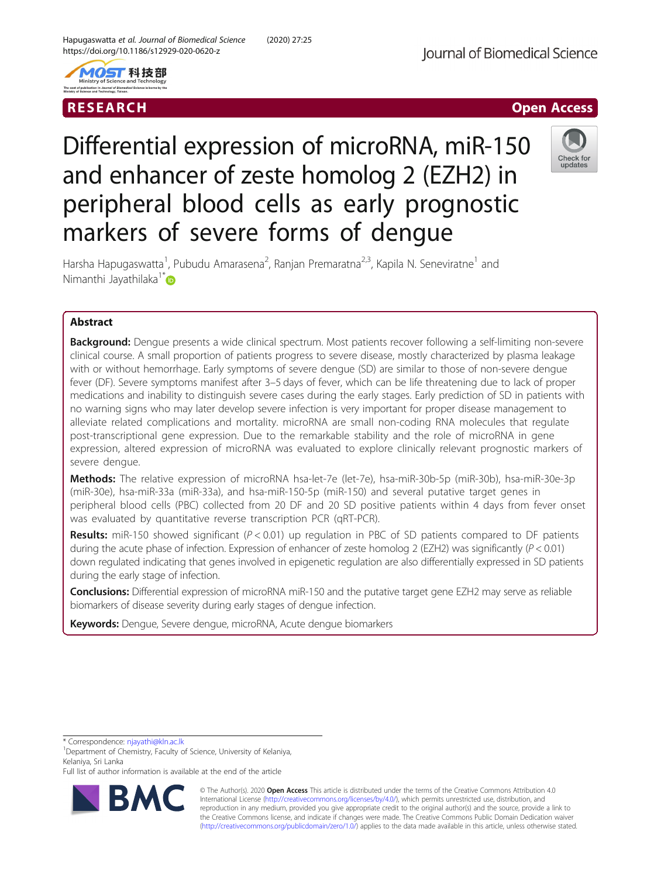# Differential expression of microRNA, miR-150 and enhancer of zeste homolog 2 (EZH2) in peripheral blood cells as early prognostic markers of severe forms of dengue

Harsha Hapugaswatta[1], Pubudu Amarasena[2], Ranjan Premaratna[2,3], Kapila N. Seneviratne[1] and Nimanthi Jayathilaka[1*]

## Abstract

**Background:** Dengue presents a wide clinical spectrum. Most patients recover following a self-limiting non-severe clinical course. A small proportion of patients progress to severe disease, mostly characterized by plasma leakage with or without hemorrhage. Early symptoms of severe dengue (SD) are similar to those of non-severe dengue fever (DF). Severe symptoms manifest after 3–5 days of fever, which can be life threatening due to lack of proper medications and inability to distinguish severe cases during the early stages. Early prediction of SD in patients with no warning signs who may later develop severe infection is very important for proper disease management to alleviate related complications and mortality. microRNA are small non-coding RNA molecules that regulate post-transcriptional gene expression. Due to the remarkable stability and the role of microRNA in gene expression, altered expression of microRNA was evaluated to explore clinically relevant prognostic markers of severe dengue.

**Methods:** The relative expression of microRNA hsa-let-7e (let-7e), hsa-miR-30b-5p (miR-30b), hsa-miR-30e-3p (miR-30e), hsa-miR-33a (miR-33a), and hsa-miR-150-5p (miR-150) and several putative target genes in peripheral blood cells (PBC) collected from 20 DF and 20 SD positive patients within 4 days from fever onset was evaluated by quantitative reverse transcription PCR (qRT-PCR).

**Results:** miR-150 showed significant ($P < 0.01$) up regulation in PBC of SD patients compared to DF patients during the acute phase of infection. Expression of enhancer of zeste homolog 2 (EZH2) was significantly ($P < 0.01$) down regulated indicating that genes involved in epigenetic regulation are also differentially expressed in SD patients during the early stage of infection.

**Conclusions:** Differential expression of microRNA miR-150 and the putative target gene EZH2 may serve as reliable biomarkers of disease severity during early stages of dengue infection.

**Keywords:** Dengue, Severe dengue, microRNA, Acute dengue biomarkers

---

\* Correspondence: njayathi@kln.ac.lk

[1]Department of Chemistry, Faculty of Science, University of Kelaniya, Kelaniya, Sri Lanka

Full list of author information is available at the end of the article

© The Author(s). 2020 **Open Access** This article is distributed under the terms of the Creative Commons Attribution 4.0 International License (http://creativecommons.org/licenses/by/4.0/), which permits unrestricted use, distribution, and reproduction in any medium, provided you give appropriate credit to the original author(s) and the source, provide a link to the Creative Commons license, and indicate if changes were made. The Creative Commons Public Domain Dedication waiver (http://creativecommons.org/publicdomain/zero/1.0/) applies to the data made available in this article, unless otherwise stated.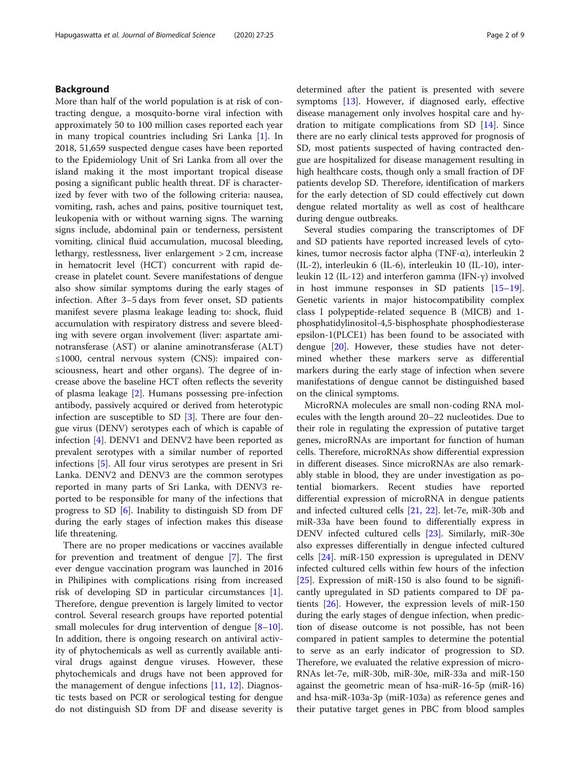## Background

More than half of the world population is at risk of contracting dengue, a mosquito-borne viral infection with approximately 50 to 100 million cases reported each year in many tropical countries including Sri Lanka [1]. In 2018, 51,659 suspected dengue cases have been reported to the Epidemiology Unit of Sri Lanka from all over the island making it the most important tropical disease posing a significant public health threat. DF is characterized by fever with two of the following criteria: nausea, vomiting, rash, aches and pains, positive tourniquet test, leukopenia with or without warning signs. The warning signs include, abdominal pain or tenderness, persistent vomiting, clinical fluid accumulation, mucosal bleeding, lethargy, restlessness, liver enlargement > 2 cm, increase in hematocrit level (HCT) concurrent with rapid decrease in platelet count. Severe manifestations of dengue also show similar symptoms during the early stages of infection. After 3–5 days from fever onset, SD patients manifest severe plasma leakage leading to: shock, fluid accumulation with respiratory distress and severe bleeding with severe organ involvement (liver: aspartate aminotransferase (AST) or alanine aminotransferase (ALT) ≤1000, central nervous system (CNS): impaired consciousness, heart and other organs). The degree of increase above the baseline HCT often reflects the severity of plasma leakage [2]. Humans possessing pre-infection antibody, passively acquired or derived from heterotypic infection are susceptible to SD [3]. There are four dengue virus (DENV) serotypes each of which is capable of infection [4]. DENV1 and DENV2 have been reported as prevalent serotypes with a similar number of reported infections [5]. All four virus serotypes are present in Sri Lanka. DENV2 and DENV3 are the common serotypes reported in many parts of Sri Lanka, with DENV3 reported to be responsible for many of the infections that progress to SD [6]. Inability to distinguish SD from DF during the early stages of infection makes this disease life threatening.

There are no proper medications or vaccines available for prevention and treatment of dengue [7]. The first ever dengue vaccination program was launched in 2016 in Philipines with complications rising from increased risk of developing SD in particular circumstances [1]. Therefore, dengue prevention is largely limited to vector control. Several research groups have reported potential small molecules for drug intervention of dengue [8–10]. In addition, there is ongoing research on antiviral activity of phytochemicals as well as currently available antiviral drugs against dengue viruses. However, these phytochemicals and drugs have not been approved for the management of dengue infections [11, 12]. Diagnostic tests based on PCR or serological testing for dengue do not distinguish SD from DF and disease severity is determined after the patient is presented with severe symptoms [13]. However, if diagnosed early, effective disease management only involves hospital care and hydration to mitigate complications from SD [14]. Since there are no early clinical tests approved for prognosis of SD, most patients suspected of having contracted dengue are hospitalized for disease management resulting in high healthcare costs, though only a small fraction of DF patients develop SD. Therefore, identification of markers for the early detection of SD could effectively cut down dengue related mortality as well as cost of healthcare during dengue outbreaks.

Several studies comparing the transcriptomes of DF and SD patients have reported increased levels of cytokines, tumor necrosis factor alpha (TNF-α), interleukin 2 (IL-2), interleukin 6 (IL-6), interleukin 10 (IL-10), interleukin 12 (IL-12) and interferon gamma (IFN-γ) involved in host immune responses in SD patients [15–19]. Genetic varients in major histocompatibility complex class I polypeptide-related sequence B (MICB) and 1-phosphatidylinositol-4,5-bisphosphate phosphodiesterase epsilon-1(PLCE1) has been found to be associated with dengue [20]. However, these studies have not determined whether these markers serve as differential markers during the early stage of infection when severe manifestations of dengue cannot be distinguished based on the clinical symptoms.

MicroRNA molecules are small non-coding RNA molecules with the length around 20–22 nucleotides. Due to their role in regulating the expression of putative target genes, microRNAs are important for function of human cells. Therefore, microRNAs show differential expression in different diseases. Since microRNAs are also remarkably stable in blood, they are under investigation as potential biomarkers. Recent studies have reported differential expression of microRNA in dengue patients and infected cultured cells [21, 22]. let-7e, miR-30b and miR-33a have been found to differentially express in DENV infected cultured cells [23]. Similarly, miR-30e also expresses differentially in dengue infected cultured cells [24]. miR-150 expression is upregulated in DENV infected cultured cells within few hours of the infection [25]. Expression of miR-150 is also found to be significantly upregulated in SD patients compared to DF patients [26]. However, the expression levels of miR-150 during the early stages of dengue infection, when prediction of disease outcome is not possible, has not been compared in patient samples to determine the potential to serve as an early indicator of progression to SD. Therefore, we evaluated the relative expression of microRNAs let-7e, miR-30b, miR-30e, miR-33a and miR-150 against the geometric mean of hsa-miR-16-5p (miR-16) and hsa-miR-103a-3p (miR-103a) as reference genes and their putative target genes in PBC from blood samples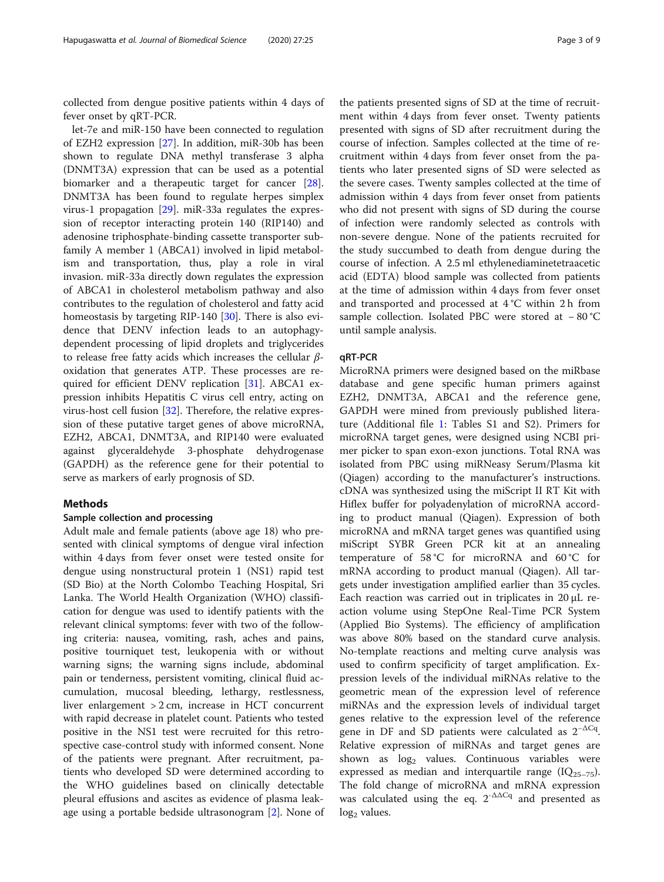collected from dengue positive patients within 4 days of fever onset by qRT-PCR.

let-7e and miR-150 have been connected to regulation of EZH2 expression [27]. In addition, miR-30b has been shown to regulate DNA methyl transferase 3 alpha (DNMT3A) expression that can be used as a potential biomarker and a therapeutic target for cancer [28]. DNMT3A has been found to regulate herpes simplex virus-1 propagation [29]. miR-33a regulates the expression of receptor interacting protein 140 (RIP140) and adenosine triphosphate-binding cassette transporter subfamily A member 1 (ABCA1) involved in lipid metabolism and transportation, thus, play a role in viral invasion. miR-33a directly down regulates the expression of ABCA1 in cholesterol metabolism pathway and also contributes to the regulation of cholesterol and fatty acid homeostasis by targeting RIP-140 [30]. There is also evidence that DENV infection leads to an autophagy-dependent processing of lipid droplets and triglycerides to release free fatty acids which increases the cellular $\beta$-oxidation that generates ATP. These processes are required for efficient DENV replication [31]. ABCA1 expression inhibits Hepatitis C virus cell entry, acting on virus-host cell fusion [32]. Therefore, the relative expression of these putative target genes of above microRNA, EZH2, ABCA1, DNMT3A, and RIP140 were evaluated against glyceraldehyde 3-phosphate dehydrogenase (GAPDH) as the reference gene for their potential to serve as markers of early prognosis of SD.

## Methods

### Sample collection and processing

Adult male and female patients (above age 18) who presented with clinical symptoms of dengue viral infection within 4 days from fever onset were tested onsite for dengue using nonstructural protein 1 (NS1) rapid test (SD Bio) at the North Colombo Teaching Hospital, Sri Lanka. The World Health Organization (WHO) classification for dengue was used to identify patients with the relevant clinical symptoms: fever with two of the following criteria: nausea, vomiting, rash, aches and pains, positive tourniquet test, leukopenia with or without warning signs; the warning signs include, abdominal pain or tenderness, persistent vomiting, clinical fluid accumulation, mucosal bleeding, lethargy, restlessness, liver enlargement > 2 cm, increase in HCT concurrent with rapid decrease in platelet count. Patients who tested positive in the NS1 test were recruited for this retrospective case-control study with informed consent. None of the patients were pregnant. After recruitment, patients who developed SD were determined according to the WHO guidelines based on clinically detectable pleural effusions and ascites as evidence of plasma leakage using a portable bedside ultrasonogram [2]. None of the patients presented signs of SD at the time of recruitment within 4 days from fever onset. Twenty patients presented with signs of SD after recruitment during the course of infection. Samples collected at the time of recruitment within 4 days from fever onset from the patients who later presented signs of SD were selected as the severe cases. Twenty samples collected at the time of admission within 4 days from fever onset from patients who did not present with signs of SD during the course of infection were randomly selected as controls with non-severe dengue. None of the patients recruited for the study succumbed to death from dengue during the course of infection. A 2.5 ml ethylenediaminetetraacetic acid (EDTA) blood sample was collected from patients at the time of admission within 4 days from fever onset and transported and processed at 4 °C within 2 h from sample collection. Isolated PBC were stored at − 80 °C until sample analysis.

### qRT-PCR

MicroRNA primers were designed based on the miRbase database and gene specific human primers against EZH2, DNMT3A, ABCA1 and the reference gene, GAPDH were mined from previously published literature (Additional file 1: Tables S1 and S2). Primers for microRNA target genes, were designed using NCBI primer picker to span exon-exon junctions. Total RNA was isolated from PBC using miRNeasy Serum/Plasma kit (Qiagen) according to the manufacturer's instructions. cDNA was synthesized using the miScript II RT Kit with Hiflex buffer for polyadenylation of microRNA according to product manual (Qiagen). Expression of both microRNA and mRNA target genes was quantified using miScript SYBR Green PCR kit at an annealing temperature of 58 °C for microRNA and 60 °C for mRNA according to product manual (Qiagen). All targets under investigation amplified earlier than 35 cycles. Each reaction was carried out in triplicates in 20 μL reaction volume using StepOne Real-Time PCR System (Applied Bio Systems). The efficiency of amplification was above 80% based on the standard curve analysis. No-template reactions and melting curve analysis was used to confirm specificity of target amplification. Expression levels of the individual miRNAs relative to the geometric mean of the expression level of reference miRNAs and the expression levels of individual target genes relative to the expression level of the reference gene in DF and SD patients were calculated as $2^{-\Delta Cq}$. Relative expression of miRNAs and target genes are shown as $\log_2$ values. Continuous variables were expressed as median and interquartile range ($IQ_{25-75}$). The fold change of microRNA and mRNA expression was calculated using the eq. $2^{-\Delta\Delta Cq}$ and presented as $\log_2$ values.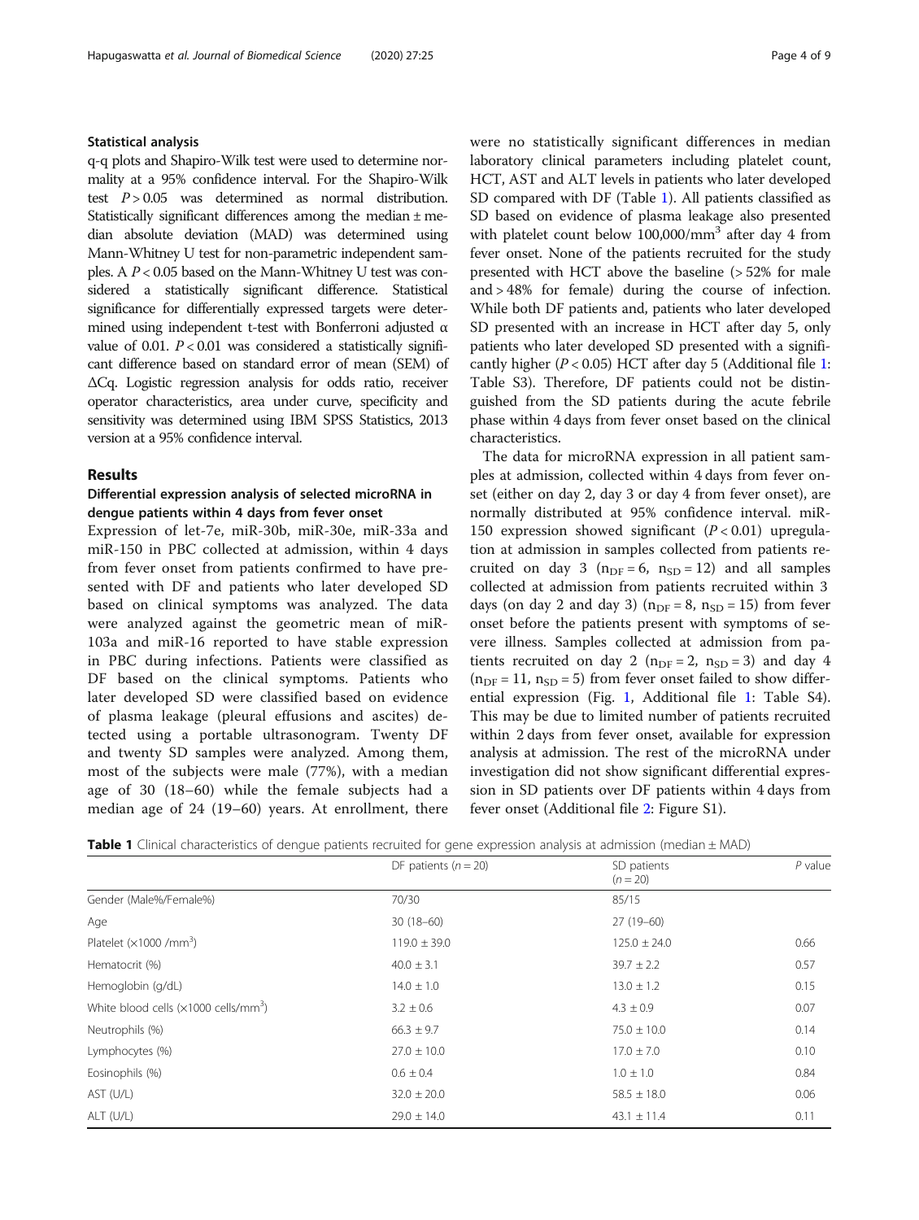### Statistical analysis

q-q plots and Shapiro-Wilk test were used to determine normality at a 95% confidence interval. For the Shapiro-Wilk test $P > 0.05$ was determined as normal distribution. Statistically significant differences among the median ± median absolute deviation (MAD) was determined using Mann-Whitney U test for non-parametric independent samples. A $P < 0.05$ based on the Mann-Whitney U test was considered a statistically significant difference. Statistical significance for differentially expressed targets were determined using independent t-test with Bonferroni adjusted α value of 0.01. $P < 0.01$ was considered a statistically significant difference based on standard error of mean (SEM) of ΔCq. Logistic regression analysis for odds ratio, receiver operator characteristics, area under curve, specificity and sensitivity was determined using IBM SPSS Statistics, 2013 version at a 95% confidence interval.

## Results

### Differential expression analysis of selected microRNA in dengue patients within 4 days from fever onset

Expression of let-7e, miR-30b, miR-30e, miR-33a and miR-150 in PBC collected at admission, within 4 days from fever onset from patients confirmed to have presented with DF and patients who later developed SD based on clinical symptoms was analyzed. The data were analyzed against the geometric mean of miR-103a and miR-16 reported to have stable expression in PBC during infections. Patients were classified as DF based on the clinical symptoms. Patients who later developed SD were classified based on evidence of plasma leakage (pleural effusions and ascites) detected using a portable ultrasonogram. Twenty DF and twenty SD samples were analyzed. Among them, most of the subjects were male (77%), with a median age of 30 (18–60) while the female subjects had a median age of 24 (19–60) years. At enrollment, there were no statistically significant differences in median laboratory clinical parameters including platelet count, HCT, AST and ALT levels in patients who later developed SD compared with DF (Table 1). All patients classified as SD based on evidence of plasma leakage also presented with platelet count below 100,000/mm$^3$ after day 4 from fever onset. None of the patients recruited for the study presented with HCT above the baseline (> 52% for male and > 48% for female) during the course of infection. While both DF patients and, patients who later developed SD presented with an increase in HCT after day 5, only patients who later developed SD presented with a significantly higher ($P < 0.05$) HCT after day 5 (Additional file 1: Table S3). Therefore, DF patients could not be distinguished from the SD patients during the acute febrile phase within 4 days from fever onset based on the clinical characteristics.

The data for microRNA expression in all patient samples at admission, collected within 4 days from fever onset (either on day 2, day 3 or day 4 from fever onset), are normally distributed at 95% confidence interval. miR-150 expression showed significant ($P < 0.01$) upregulation at admission in samples collected from patients recruited on day 3 ($n_{DF} = 6$, $n_{SD} = 12$) and all samples collected at admission from patients recruited within 3 days (on day 2 and day 3) ($n_{DF} = 8$, $n_{SD} = 15$) from fever onset before the patients present with symptoms of severe illness. Samples collected at admission from patients recruited on day 2 ($n_{DF} = 2$, $n_{SD} = 3$) and day 4 ($n_{DF} = 11$, $n_{SD} = 5$) from fever onset failed to show differential expression (Fig. 1, Additional file 1: Table S4). This may be due to limited number of patients recruited within 2 days from fever onset, available for expression analysis at admission. The rest of the microRNA under investigation did not show significant differential expression in SD patients over DF patients within 4 days from fever onset (Additional file 2: Figure S1).

**Table 1** Clinical characteristics of dengue patients recruited for gene expression analysis at admission (median ± MAD)

| | DF patients ($n = 20$) | SD patients ($n = 20$) | $P$ value |
|---|---|---|---|
| Gender (Male%/Female%) | 70/30 | 85/15 | |
| Age | 30 (18–60) | 27 (19–60) | |
| Platelet (×1000 /mm$^3$) | 119.0 ± 39.0 | 125.0 ± 24.0 | 0.66 |
| Hematocrit (%) | 40.0 ± 3.1 | 39.7 ± 2.2 | 0.57 |
| Hemoglobin (g/dL) | 14.0 ± 1.0 | 13.0 ± 1.2 | 0.15 |
| White blood cells (×1000 cells/mm$^3$) | 3.2 ± 0.6 | 4.3 ± 0.9 | 0.07 |
| Neutrophils (%) | 66.3 ± 9.7 | 75.0 ± 10.0 | 0.14 |
| Lymphocytes (%) | 27.0 ± 10.0 | 17.0 ± 7.0 | 0.10 |
| Eosinophils (%) | 0.6 ± 0.4 | 1.0 ± 1.0 | 0.84 |
| AST (U/L) | 32.0 ± 20.0 | 58.5 ± 18.0 | 0.06 |
| ALT (U/L) | 29.0 ± 14.0 | 43.1 ± 11.4 | 0.11 |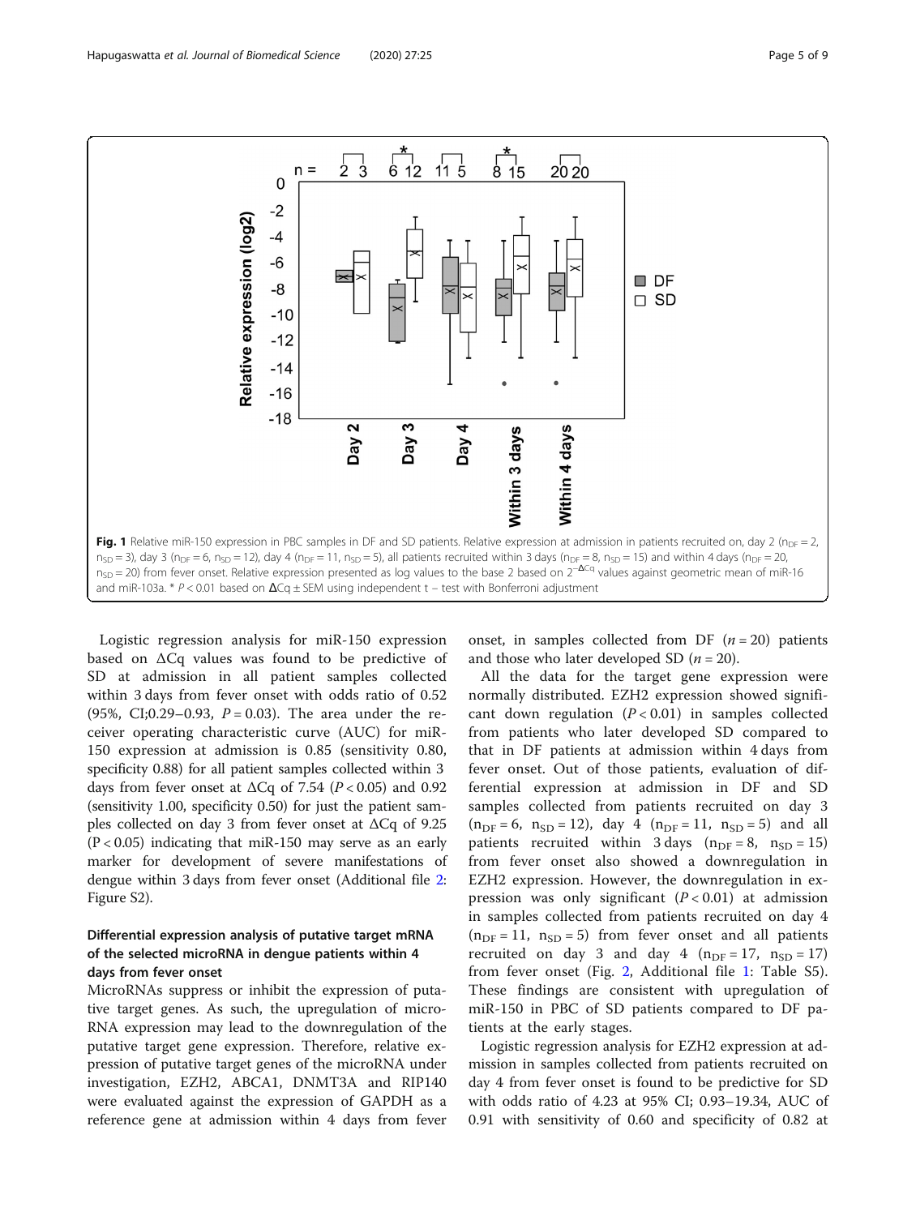Fig. 1 Relative miR-150 expression in PBC samples in DF and SD patients. Relative expression at admission in patients recruited on, day 2 ($n_{DF} = 2$, $n_{SD} = 3$), day 3 ($n_{DF} = 6$, $n_{SD} = 12$), day 4 ($n_{DF} = 11$, $n_{SD} = 5$), all patients recruited within 3 days ($n_{DF} = 8$, $n_{SD} = 15$) and within 4 days ($n_{DF} = 20$, $n_{SD} = 20$) from fever onset. Relative expression presented as log values to the base 2 based on $2^{-\Delta Cq}$ values against geometric mean of miR-16 and miR-103a. * $P < 0.01$ based on ΔCq ± SEM using independent t – test with Bonferroni adjustment

Logistic regression analysis for miR-150 expression based on ΔCq values was found to be predictive of SD at admission in all patient samples collected within 3 days from fever onset with odds ratio of 0.52 (95%, CI;0.29–0.93, $P = 0.03$). The area under the receiver operating characteristic curve (AUC) for miR-150 expression at admission is 0.85 (sensitivity 0.80, specificity 0.88) for all patient samples collected within 3 days from fever onset at ΔCq of 7.54 ($P < 0.05$) and 0.92 (sensitivity 1.00, specificity 0.50) for just the patient samples collected on day 3 from fever onset at ΔCq of 9.25 ($P < 0.05$) indicating that miR-150 may serve as an early marker for development of severe manifestations of dengue within 3 days from fever onset (Additional file 2: Figure S2).

### Differential expression analysis of putative target mRNA of the selected microRNA in dengue patients within 4 days from fever onset

MicroRNAs suppress or inhibit the expression of putative target genes. As such, the upregulation of microRNA expression may lead to the downregulation of the putative target gene expression. Therefore, relative expression of putative target genes of the microRNA under investigation, EZH2, ABCA1, DNMT3A and RIP140 were evaluated against the expression of GAPDH as a reference gene at admission within 4 days from fever onset, in samples collected from DF ($n = 20$) patients and those who later developed SD ($n = 20$).

All the data for the target gene expression were normally distributed. EZH2 expression showed significant down regulation ($P < 0.01$) in samples collected from patients who later developed SD compared to that in DF patients at admission within 4 days from fever onset. Out of those patients, evaluation of differential expression at admission in DF and SD samples collected from patients recruited on day 3 ($n_{DF} = 6$, $n_{SD} = 12$), day 4 ($n_{DF} = 11$, $n_{SD} = 5$) and all patients recruited within 3 days ($n_{DF} = 8$, $n_{SD} = 15$) from fever onset also showed a downregulation in EZH2 expression. However, the downregulation in expression was only significant ($P < 0.01$) at admission in samples collected from patients recruited on day 4 ($n_{DF} = 11$, $n_{SD} = 5$) from fever onset and all patients recruited on day 3 and day 4 ($n_{DF} = 17$, $n_{SD} = 17$) from fever onset (Fig. 2, Additional file 1: Table S5). These findings are consistent with upregulation of miR-150 in PBC of SD patients compared to DF patients at the early stages.

Logistic regression analysis for EZH2 expression at admission in samples collected from patients recruited on day 4 from fever onset is found to be predictive for SD with odds ratio of 4.23 at 95% CI; 0.93–19.34, AUC of 0.91 with sensitivity of 0.60 and specificity of 0.82 at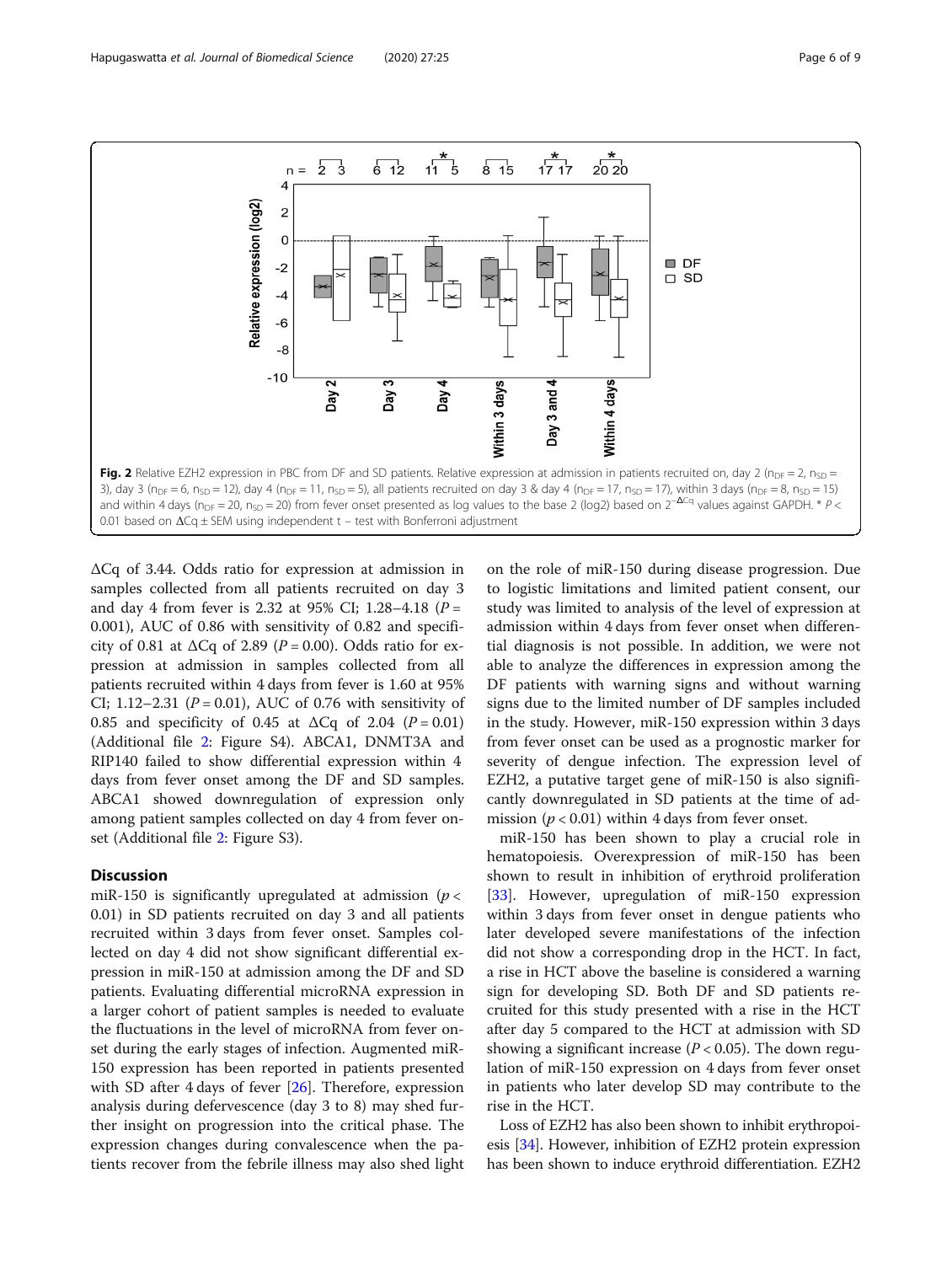**Fig. 2** Relative EZH2 expression in PBC from DF and SD patients. Relative expression at admission in patients recruited on, day 2 ($n_{DF} = 2$, $n_{SD} = 3$), day 3 ($n_{DF} = 6$, $n_{SD} = 12$), day 4 ($n_{DF} = 11$, $n_{SD} = 5$), all patients recruited on day 3 & day 4 ($n_{DF} = 17$, $n_{SD} = 17$), within 3 days ($n_{DF} = 8$, $n_{SD} = 15$) and within 4 days ($n_{DF} = 20$, $n_{SD} = 20$) from fever onset presented as log values to the base 2 (log2) based on $2^{-\Delta Cq}$ values against GAPDH. * $P < 0.01$ based on ΔCq ± SEM using independent t – test with Bonferroni adjustment

ΔCq of 3.44. Odds ratio for expression at admission in samples collected from all patients recruited on day 3 and day 4 from fever is 2.32 at 95% CI; 1.28–4.18 ($P = 0.001$), AUC of 0.86 with sensitivity of 0.82 and specificity of 0.81 at ΔCq of 2.89 ($P = 0.00$). Odds ratio for expression at admission in samples collected from all patients recruited within 4 days from fever is 1.60 at 95% CI; 1.12–2.31 ($P = 0.01$), AUC of 0.76 with sensitivity of 0.85 and specificity of 0.45 at ΔCq of 2.04 ($P = 0.01$) (Additional file 2: Figure S4). ABCA1, DNMT3A and RIP140 failed to show differential expression within 4 days from fever onset among the DF and SD samples. ABCA1 showed downregulation of expression only among patient samples collected on day 4 from fever onset (Additional file 2: Figure S3).

## Discussion

miR-150 is significantly upregulated at admission ($p < 0.01$) in SD patients recruited on day 3 and all patients recruited within 3 days from fever onset. Samples collected on day 4 did not show significant differential expression in miR-150 at admission among the DF and SD patients. Evaluating differential microRNA expression in a larger cohort of patient samples is needed to evaluate the fluctuations in the level of microRNA from fever onset during the early stages of infection. Augmented miR-150 expression has been reported in patients presented with SD after 4 days of fever [26]. Therefore, expression analysis during defervescence (day 3 to 8) may shed further insight on progression into the critical phase. The expression changes during convalescence when the patients recover from the febrile illness may also shed light on the role of miR-150 during disease progression. Due to logistic limitations and limited patient consent, our study was limited to analysis of the level of expression at admission within 4 days from fever onset when differential diagnosis is not possible. In addition, we were not able to analyze the differences in expression among the DF patients with warning signs and without warning signs due to the limited number of DF samples included in the study. However, miR-150 expression within 3 days from fever onset can be used as a prognostic marker for severity of dengue infection. The expression level of EZH2, a putative target gene of miR-150 is also significantly downregulated in SD patients at the time of admission ($p < 0.01$) within 4 days from fever onset.

miR-150 has been shown to play a crucial role in hematopoiesis. Overexpression of miR-150 has been shown to result in inhibition of erythroid proliferation [33]. However, upregulation of miR-150 expression within 3 days from fever onset in dengue patients who later developed severe manifestations of the infection did not show a corresponding drop in the HCT. In fact, a rise in HCT above the baseline is considered a warning sign for developing SD. Both DF and SD patients recruited for this study presented with a rise in the HCT after day 5 compared to the HCT at admission with SD showing a significant increase ($P < 0.05$). The down regulation of miR-150 expression on 4 days from fever onset in patients who later develop SD may contribute to the rise in the HCT.

Loss of EZH2 has also been shown to inhibit erythropoiesis [34]. However, inhibition of EZH2 protein expression has been shown to induce erythroid differentiation. EZH2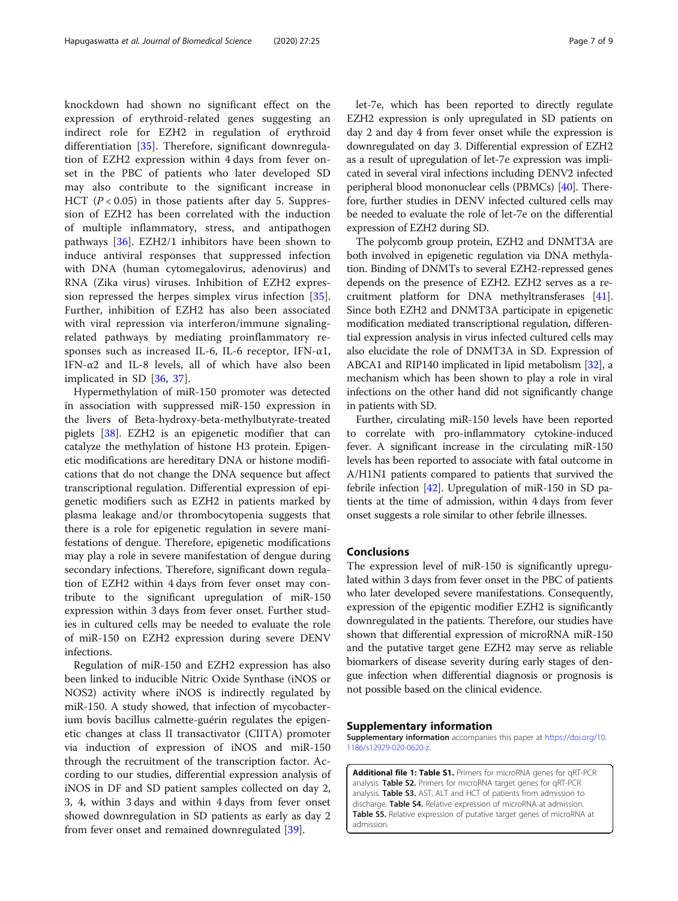knockdown had shown no significant effect on the expression of erythroid-related genes suggesting an indirect role for EZH2 in regulation of erythroid differentiation [35]. Therefore, significant downregulation of EZH2 expression within 4 days from fever onset in the PBC of patients who later developed SD may also contribute to the significant increase in HCT ($P < 0.05$) in those patients after day 5. Suppression of EZH2 has been correlated with the induction of multiple inflammatory, stress, and antipathogen pathways [36]. EZH2/1 inhibitors have been shown to induce antiviral responses that suppressed infection with DNA (human cytomegalovirus, adenovirus) and RNA (Zika virus) viruses. Inhibition of EZH2 expression repressed the herpes simplex virus infection [35]. Further, inhibition of EZH2 has also been associated with viral repression via interferon/immune signaling-related pathways by mediating proinflammatory responses such as increased IL-6, IL-6 receptor, IFN-α1, IFN-α2 and IL-8 levels, all of which have also been implicated in SD [36, 37].

Hypermethylation of miR-150 promoter was detected in association with suppressed miR-150 expression in the livers of Beta-hydroxy-beta-methylbutyrate-treated piglets [38]. EZH2 is an epigenetic modifier that can catalyze the methylation of histone H3 protein. Epigenetic modifications are hereditary DNA or histone modifications that do not change the DNA sequence but affect transcriptional regulation. Differential expression of epigenetic modifiers such as EZH2 in patients marked by plasma leakage and/or thrombocytopenia suggests that there is a role for epigenetic regulation in severe manifestations of dengue. Therefore, epigenetic modifications may play a role in severe manifestation of dengue during secondary infections. Therefore, significant down regulation of EZH2 within 4 days from fever onset may contribute to the significant upregulation of miR-150 expression within 3 days from fever onset. Further studies in cultured cells may be needed to evaluate the role of miR-150 on EZH2 expression during severe DENV infections.

Regulation of miR-150 and EZH2 expression has also been linked to inducible Nitric Oxide Synthase (iNOS or NOS2) activity where iNOS is indirectly regulated by miR-150. A study showed, that infection of mycobacterium bovis bacillus calmette-guérin regulates the epigenetic changes at class II transactivator (CIITA) promoter via induction of expression of iNOS and miR-150 through the recruitment of the transcription factor. According to our studies, differential expression analysis of iNOS in DF and SD patient samples collected on day 2, 3, 4, within 3 days and within 4 days from fever onset showed downregulation in SD patients as early as day 2 from fever onset and remained downregulated [39].

let-7e, which has been reported to directly regulate EZH2 expression is only upregulated in SD patients on day 2 and day 4 from fever onset while the expression is downregulated on day 3. Differential expression of EZH2 as a result of upregulation of let-7e expression was implicated in several viral infections including DENV2 infected peripheral blood mononuclear cells (PBMCs) [40]. Therefore, further studies in DENV infected cultured cells may be needed to evaluate the role of let-7e on the differential expression of EZH2 during SD.

The polycomb group protein, EZH2 and DNMT3A are both involved in epigenetic regulation via DNA methylation. Binding of DNMTs to several EZH2-repressed genes depends on the presence of EZH2. EZH2 serves as a recruitment platform for DNA methyltransferases [41]. Since both EZH2 and DNMT3A participate in epigenetic modification mediated transcriptional regulation, differential expression analysis in virus infected cultured cells may also elucidate the role of DNMT3A in SD. Expression of ABCA1 and RIP140 implicated in lipid metabolism [32], a mechanism which has been shown to play a role in viral infections on the other hand did not significantly change in patients with SD.

Further, circulating miR-150 levels have been reported to correlate with pro-inflammatory cytokine-induced fever. A significant increase in the circulating miR-150 levels has been reported to associate with fatal outcome in A/H1N1 patients compared to patients that survived the febrile infection [42]. Upregulation of miR-150 in SD patients at the time of admission, within 4 days from fever onset suggests a role similar to other febrile illnesses.

## Conclusions

The expression level of miR-150 is significantly upregulated within 3 days from fever onset in the PBC of patients who later developed severe manifestations. Consequently, expression of the epigentic modifier EZH2 is significantly downregulated in the patients. Therefore, our studies have shown that differential expression of microRNA miR-150 and the putative target gene EZH2 may serve as reliable biomarkers of disease severity during early stages of dengue infection when differential diagnosis or prognosis is not possible based on the clinical evidence.

## Supplementary information

**Supplementary information** accompanies this paper at https://doi.org/10.1186/s12929-020-0620-z.

**Additional file 1: Table S1.** Primers for microRNA genes for qRT-PCR analysis. **Table S2.** Primers for microRNA target genes for qRT-PCR analysis. **Table S3.** AST, ALT and HCT of patients from admission to discharge. **Table S4.** Relative expression of microRNA at admission. **Table S5.** Relative expression of putative target genes of microRNA at admission.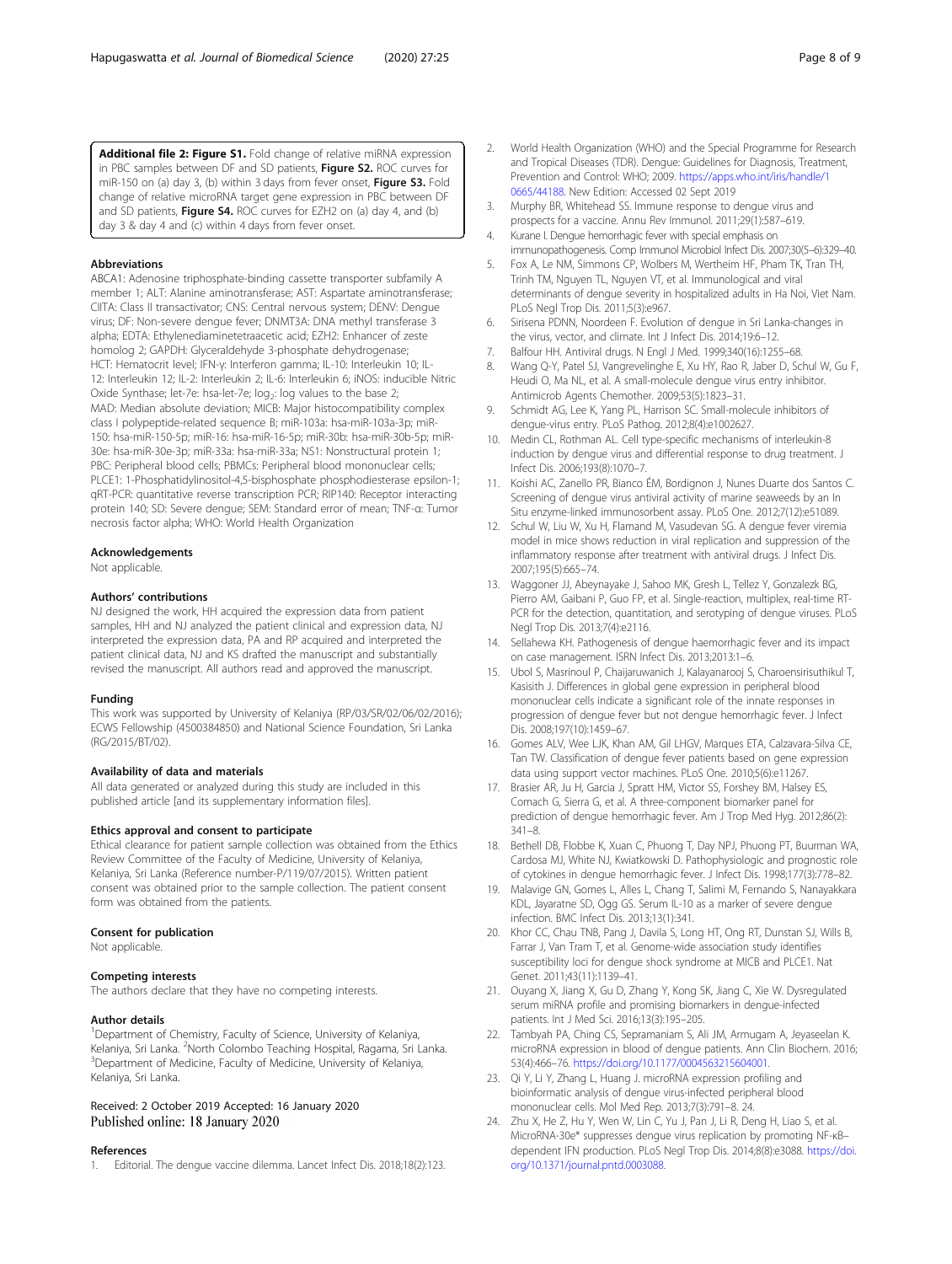**Additional file 2: Figure S1.** Fold change of relative miRNA expression in PBC samples between DF and SD patients, **Figure S2.** ROC curves for miR-150 on (a) day 3, (b) within 3 days from fever onset, **Figure S3.** Fold change of relative microRNA target gene expression in PBC between DF and SD patients, **Figure S4.** ROC curves for EZH2 on (a) day 4, and (b) day 3 & day 4 and (c) within 4 days from fever onset.

### Abbreviations

ABCA1: Adenosine triphosphate-binding cassette transporter subfamily A member 1; ALT: Alanine aminotransferase; AST: Aspartate aminotransferase; CIITA: Class II transactivator; CNS: Central nervous system; DENV: Dengue virus; DF: Non-severe dengue fever; DNMT3A: DNA methyl transferase 3 alpha; EDTA: Ethylenediaminetetraacetic acid; EZH2: Enhancer of zeste homolog 2; GAPDH: Glyceraldehyde 3-phosphate dehydrogenase; HCT: Hematocrit level; IFN-γ: Interferon gamma; IL-10: Interleukin 10; IL-12: Interleukin 12; IL-2: Interleukin 2; IL-6: Interleukin 6; iNOS: inducible Nitric Oxide Synthase; let-7e: hsa-let-7e; $\log_2$: log values to the base 2; MAD: Median absolute deviation; MICB: Major histocompatibility complex class I polypeptide-related sequence B; miR-103a: hsa-miR-103a-3p; miR-150: hsa-miR-150-5p; miR-16: hsa-miR-16-5p; miR-30b: hsa-miR-30b-5p; miR-30e: hsa-miR-30e-3p; miR-33a: hsa-miR-33a; NS1: Nonstructural protein 1; PBC: Peripheral blood cells; PBMCs: Peripheral blood mononuclear cells; PLCE1: 1-Phosphatidylinositol-4,5-bisphosphate phosphodiesterase epsilon-1; qRT-PCR: quantitative reverse transcription PCR; RIP140: Receptor interacting protein 140; SD: Severe dengue; SEM: Standard error of mean; TNF-α: Tumor necrosis factor alpha; WHO: World Health Organization

### Acknowledgements

Not applicable.

### Authors' contributions

NJ designed the work, HH acquired the expression data from patient samples, HH and NJ analyzed the patient clinical and expression data, NJ interpreted the expression data, PA and RP acquired and interpreted the patient clinical data, NJ and KS drafted the manuscript and substantially revised the manuscript. All authors read and approved the manuscript.

### Funding

This work was supported by University of Kelaniya (RP/03/SR/02/06/02/2016); ECWS Fellowship (4500384850) and National Science Foundation, Sri Lanka (RG/2015/BT/02).

### Availability of data and materials

All data generated or analyzed during this study are included in this published article [and its supplementary information files].

### Ethics approval and consent to participate

Ethical clearance for patient sample collection was obtained from the Ethics Review Committee of the Faculty of Medicine, University of Kelaniya, Kelaniya, Sri Lanka (Reference number-P/119/07/2015). Written patient consent was obtained prior to the sample collection. The patient consent form was obtained from the patients.

### Consent for publication

Not applicable.

### Competing interests

The authors declare that they have no competing interests.

### Author details

[1]Department of Chemistry, Faculty of Science, University of Kelaniya, Kelaniya, Sri Lanka. [2]North Colombo Teaching Hospital, Ragama, Sri Lanka. [3]Department of Medicine, Faculty of Medicine, University of Kelaniya, Kelaniya, Sri Lanka.

Received: 2 October 2019 Accepted: 16 January 2020
Published online: 18 January 2020

### References

1. Editorial. The dengue vaccine dilemma. Lancet Infect Dis. 2018;18(2):123.
2. World Health Organization (WHO) and the Special Programme for Research and Tropical Diseases (TDR). Dengue: Guidelines for Diagnosis, Treatment, Prevention and Control: WHO; 2009. https://apps.who.int/iris/handle/10665/44188. New Edition: Accessed 02 Sept 2019
3. Murphy BR, Whitehead SS. Immune response to dengue virus and prospects for a vaccine. Annu Rev Immunol. 2011;29(1):587–619.
4. Kurane I. Dengue hemorrhagic fever with special emphasis on immunopathogenesis. Comp Immunol Microbiol Infect Dis. 2007;30(5–6):329–40.
5. Fox A, Le NM, Simmons CP, Wolbers M, Wertheim HF, Pham TK, Tran TH, Trinh TM, Nguyen TL, Nguyen VT, et al. Immunological and viral determinants of dengue severity in hospitalized adults in Ha Noi, Viet Nam. PLoS Negl Trop Dis. 2011;5(3):e967.
6. Sirisena PDNN, Noordeen F. Evolution of dengue in Sri Lanka-changes in the virus, vector, and climate. Int J Infect Dis. 2014;19:6–12.
7. Balfour HH. Antiviral drugs. N Engl J Med. 1999;340(16):1255–68.
8. Wang Q-Y, Patel SJ, Vangrevelinghe E, Xu HY, Rao R, Jaber D, Schul W, Gu F, Heudi O, Ma NL, et al. A small-molecule dengue virus entry inhibitor. Antimicrob Agents Chemother. 2009;53(5):1823–31.
9. Schmidt AG, Lee K, Yang PL, Harrison SC. Small-molecule inhibitors of dengue-virus entry. PLoS Pathog. 2012;8(4):e1002627.
10. Medin CL, Rothman AL. Cell type-specific mechanisms of interleukin-8 induction by dengue virus and differential response to drug treatment. J Infect Dis. 2006;193(8):1070–7.
11. Koishi AC, Zanello PR, Bianco ÉM, Bordignon J, Nunes Duarte dos Santos C. Screening of dengue virus antiviral activity of marine seaweeds by an In Situ enzyme-linked immunosorbent assay. PLoS One. 2012;7(12):e51089.
12. Schul W, Liu W, Xu H, Flamand M, Vasudevan SG. A dengue fever viremia model in mice shows reduction in viral replication and suppression of the inflammatory response after treatment with antiviral drugs. J Infect Dis. 2007;195(5):665–74.
13. Waggoner JJ, Abeynayake J, Sahoo MK, Gresh L, Tellez Y, Gonzalezk BG, Pierro AM, Gaibani P, Guo FP, et al. Single-reaction, multiplex, real-time RT-PCR for the detection, quantitation, and serotyping of dengue viruses. PLoS Negl Trop Dis. 2013;7(4):e2116.
14. Sellahewa KH. Pathogenesis of dengue haemorrhagic fever and its impact on case management. ISRN Infect Dis. 2013;2013:1–6.
15. Ubol S, Masrinoul P, Chaijaruwanich J, Kalayanarooj S, Charoensirisuthikul T, Kasisith J. Differences in global gene expression in peripheral blood mononuclear cells indicate a significant role of the innate responses in progression of dengue fever but not dengue hemorrhagic fever. J Infect Dis. 2008;197(10):1459–67.
16. Gomes ALV, Wee LJK, Khan AM, Gil LHGV, Marques ETA, Calzavara-Silva CE, Tan TW. Classification of dengue fever patients based on gene expression data using support vector machines. PLoS One. 2010;5(6):e11267.
17. Brasier AR, Ju H, Garcia J, Spratt HM, Victor SS, Forshey BM, Halsey ES, Comach G, Sierra G, et al. A three-component biomarker panel for prediction of dengue hemorrhagic fever. Am J Trop Med Hyg. 2012;86(2):341–8.
18. Bethell DB, Flobbe K, Xuan C, Phuong T, Day NPJ, Phuong PT, Buurman WA, Cardosa MJ, White NJ, Kwiatkowski D. Pathophysiologic and prognostic role of cytokines in dengue hemorrhagic fever. J Infect Dis. 1998;177(3):778–82.
19. Malavige GN, Gomes L, Alles L, Chang T, Salimi M, Fernando S, Nanayakkara KDL, Jayaratne SD, Ogg GS. Serum IL-10 as a marker of severe dengue infection. BMC Infect Dis. 2013;13(1):341.
20. Khor CC, Chau TNB, Pang J, Davila S, Long HT, Ong RT, Dunstan SJ, Wills B, Farrar J, Van Tram T, et al. Genome-wide association study identifies susceptibility loci for dengue shock syndrome at MICB and PLCE1. Nat Genet. 2011;43(11):1139–41.
21. Ouyang X, Jiang X, Gu D, Zhang Y, Kong SK, Jiang C, Xie W. Dysregulated serum miRNA profile and promising biomarkers in dengue-infected patients. Int J Med Sci. 2016;13(3):195–205.
22. Tambyah PA, Ching CS, Sepramaniam S, Ali JM, Armugam A, Jeyaseelan K. microRNA expression in blood of dengue patients. Ann Clin Biochem. 2016;53(4):466–76. https://doi.org/10.1177/0004563215604001.
23. Qi Y, Li Y, Zhang L, Huang J. microRNA expression profiling and bioinformatic analysis of dengue virus-infected peripheral blood mononuclear cells. Mol Med Rep. 2013;7(3):791–8. 24.
24. Zhu X, He Z, Hu Y, Wen W, Lin C, Yu J, Pan J, Li R, Deng H, Liao S, et al. MicroRNA-30e* suppresses dengue virus replication by promoting NF-κB–dependent IFN production. PLoS Negl Trop Dis. 2014;8(8):e3088. https://doi.org/10.1371/journal.pntd.0003088.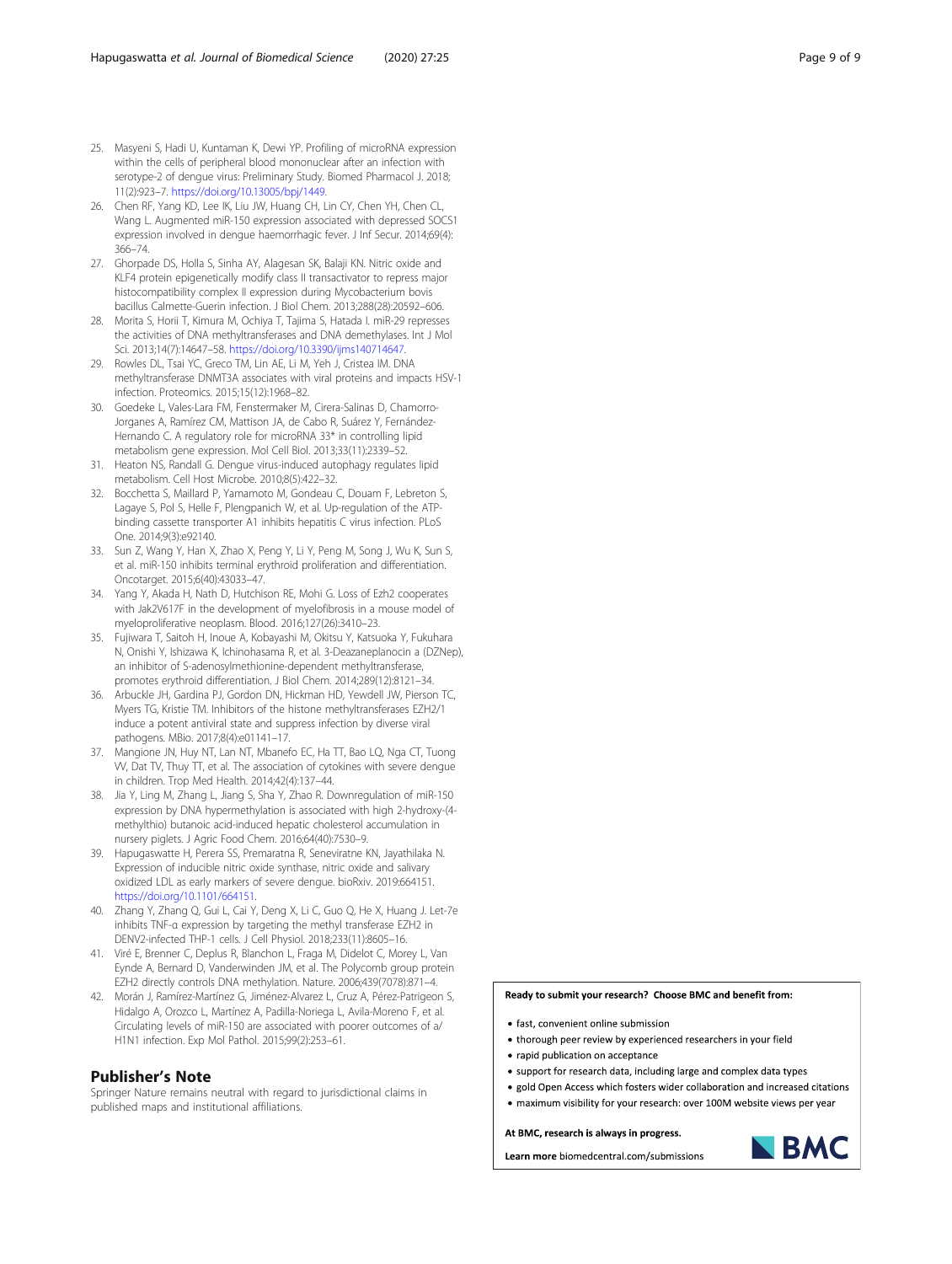25. Masyeni S, Hadi U, Kuntaman K, Dewi YP. Profiling of microRNA expression within the cells of peripheral blood mononuclear after an infection with serotype-2 of dengue virus: Preliminary Study. Biomed Pharmacol J. 2018; 11(2):923–7. https://doi.org/10.13005/bpj/1449.
26. Chen RF, Yang KD, Lee IK, Liu JW, Huang CH, Lin CY, Chen YH, Chen CL, Wang L. Augmented miR-150 expression associated with depressed SOCS1 expression involved in dengue haemorrhagic fever. J Inf Secur. 2014;69(4): 366–74.
27. Ghorpade DS, Holla S, Sinha AY, Alagesan SK, Balaji KN. Nitric oxide and KLF4 protein epigenetically modify class II transactivator to repress major histocompatibility complex II expression during Mycobacterium bovis bacillus Calmette-Guerin infection. J Biol Chem. 2013;288(28):20592–606.
28. Morita S, Horii T, Kimura M, Ochiya T, Tajima S, Hatada I. miR-29 represses the activities of DNA methyltransferases and DNA demethylases. Int J Mol Sci. 2013;14(7):14647–58. https://doi.org/10.3390/ijms140714647.
29. Rowles DL, Tsai YC, Greco TM, Lin AE, Li M, Yeh J, Cristea IM. DNA methyltransferase DNMT3A associates with viral proteins and impacts HSV-1 infection. Proteomics. 2015;15(12):1968–82.
30. Goedeke L, Vales-Lara FM, Fenstermaker M, Cirera-Salinas D, Chamorro-Jorganes A, Ramírez CM, Mattison JA, de Cabo R, Suárez Y, Fernández-Hernando C. A regulatory role for microRNA 33* in controlling lipid metabolism gene expression. Mol Cell Biol. 2013;33(11):2339–52.
31. Heaton NS, Randall G. Dengue virus-induced autophagy regulates lipid metabolism. Cell Host Microbe. 2010;8(5):422–32.
32. Bocchetta S, Maillard P, Yamamoto M, Gondeau C, Douam F, Lebreton S, Lagaye S, Pol S, Helle F, Plengpanich W, et al. Up-regulation of the ATP-binding cassette transporter A1 inhibits hepatitis C virus infection. PLoS One. 2014;9(3):e92140.
33. Sun Z, Wang Y, Han X, Zhao X, Peng Y, Li Y, Peng M, Song J, Wu K, Sun S, et al. miR-150 inhibits terminal erythroid proliferation and differentiation. Oncotarget. 2015;6(40):43033–47.
34. Yang Y, Akada H, Nath D, Hutchison RE, Mohi G. Loss of Ezh2 cooperates with Jak2V617F in the development of myelofibrosis in a mouse model of myeloproliferative neoplasm. Blood. 2016;127(26):3410–23.
35. Fujiwara T, Saitoh H, Inoue A, Kobayashi M, Okitsu Y, Katsuoka Y, Fukuhara N, Onishi Y, Ishizawa K, Ichinohasama R, et al. 3-Deazaneplanocin a (DZNep), an inhibitor of S-adenosylmethionine-dependent methyltransferase, promotes erythroid differentiation. J Biol Chem. 2014;289(12):8121–34.
36. Arbuckle JH, Gardina PJ, Gordon DN, Hickman HD, Yewdell JW, Pierson TC, Myers TG, Kristie TM. Inhibitors of the histone methyltransferases EZH2/1 induce a potent antiviral state and suppress infection by diverse viral pathogens. MBio. 2017;8(4):e01141–17.
37. Mangione JN, Huy NT, Lan NT, Mbanefo EC, Ha TT, Bao LQ, Nga CT, Tuong VV, Dat TV, Thuy TT, et al. The association of cytokines with severe dengue in children. Trop Med Health. 2014;42(4):137–44.
38. Jia Y, Ling M, Zhang L, Jiang S, Sha Y, Zhao R. Downregulation of miR-150 expression by DNA hypermethylation is associated with high 2-hydroxy-(4-methylthio) butanoic acid-induced hepatic cholesterol accumulation in nursery piglets. J Agric Food Chem. 2016;64(40):7530–9.
39. Hapugaswatte H, Perera SS, Premaratna R, Seneviratne KN, Jayathilaka N. Expression of inducible nitric oxide synthase, nitric oxide and salivary oxidized LDL as early markers of severe dengue. bioRxiv. 2019:664151. https://doi.org/10.1101/664151.
40. Zhang Y, Zhang Q, Gui L, Cai Y, Deng X, Li C, Guo Q, He X, Huang J. Let-7e inhibits TNF-α expression by targeting the methyl transferase EZH2 in DENV2-infected THP-1 cells. J Cell Physiol. 2018;233(11):8605–16.
41. Viré E, Brenner C, Deplus R, Blanchon L, Fraga M, Didelot C, Morey L, Van Eynde A, Bernard D, Vanderwinden JM, et al. The Polycomb group protein EZH2 directly controls DNA methylation. Nature. 2006;439(7078):871–4.
42. Morán J, Ramírez-Martínez G, Jiménez-Alvarez L, Cruz A, Pérez-Patrigeon S, Hidalgo A, Orozco L, Martínez A, Padilla-Noriega L, Avila-Moreno F, et al. Circulating levels of miR-150 are associated with poorer outcomes of a/ H1N1 infection. Exp Mol Pathol. 2015;99(2):253–61.

## Publisher's Note

Springer Nature remains neutral with regard to jurisdictional claims in published maps and institutional affiliations.

**Ready to submit your research? Choose BMC and benefit from:**

- fast, convenient online submission
- thorough peer review by experienced researchers in your field
- rapid publication on acceptance
- support for research data, including large and complex data types
- gold Open Access which fosters wider collaboration and increased citations
- maximum visibility for your research: over 100M website views per year

**At BMC, research is always in progress.**

**Learn more** biomedcentral.com/submissions

BMC